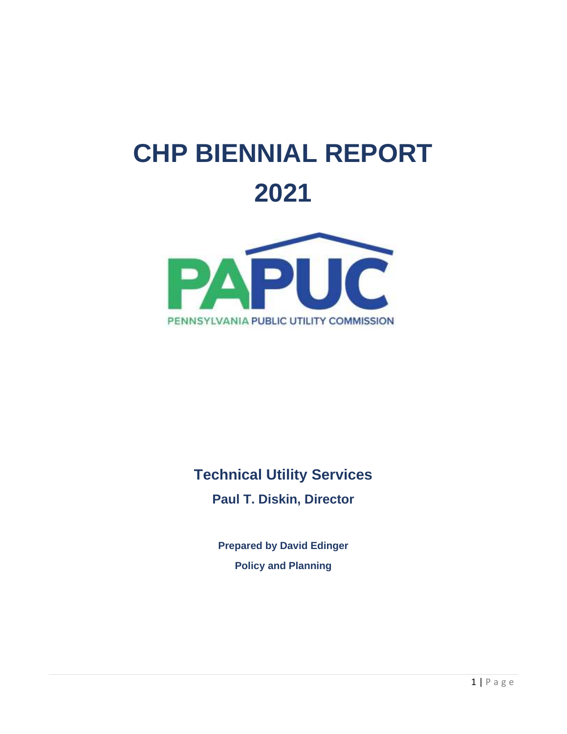# CHP BIENNIAL REPORT 2021

PAPUC

PENNSYLVANIA PUBLIC UTILITY COMMISSION

**Technical Utility Services**

**Paul T. Diskin, Director**

**Prepared by David Edinger**

**Policy and Planning**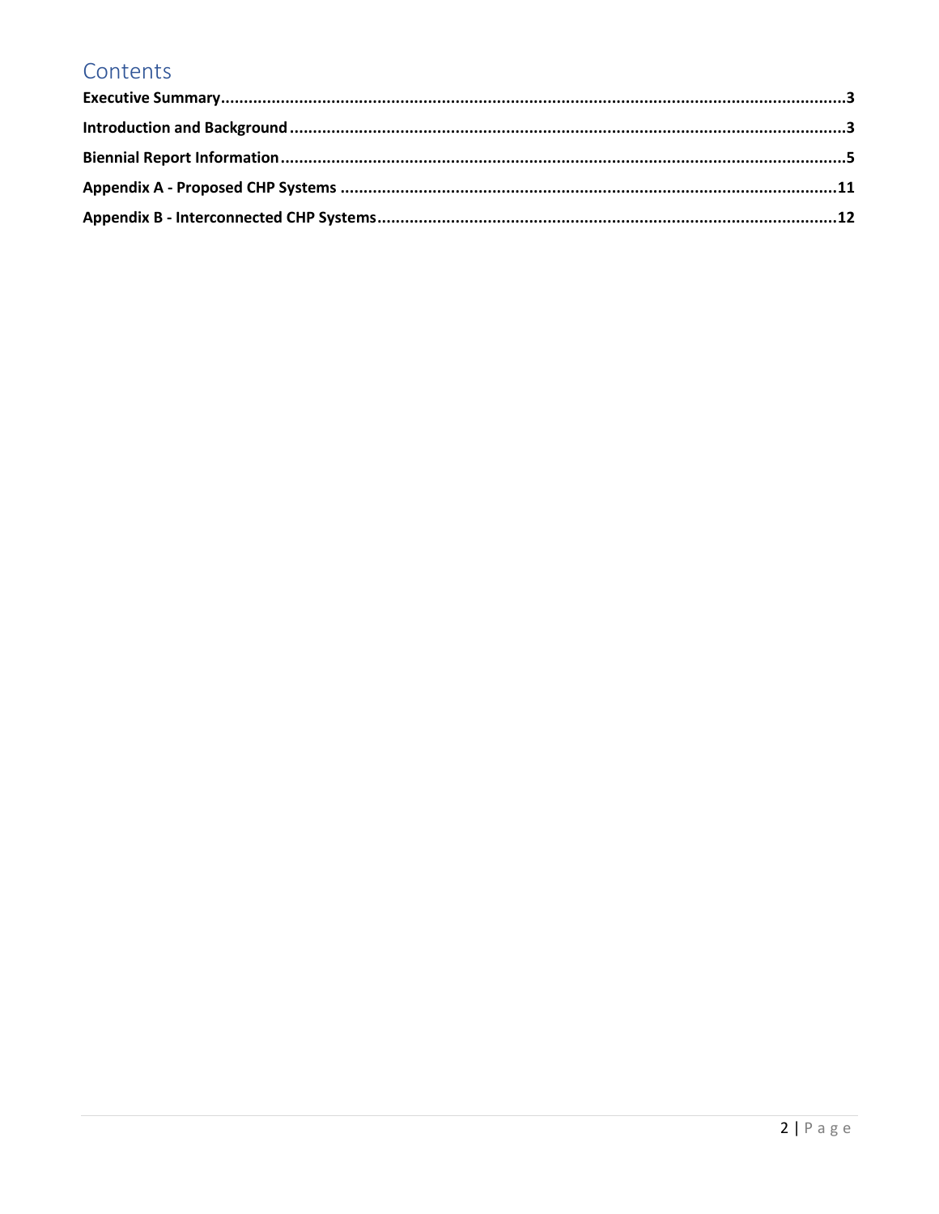# Contents

**Executive Summary**......................................................................................................................................**3**

**Introduction and Background**.......................................................................................................................**3**

**Biennial Report Information**..........................................................................................................................**5**

**Appendix A - Proposed CHP Systems** ..........................................................................................................**11**

**Appendix B - Interconnected CHP Systems**..................................................................................................**12**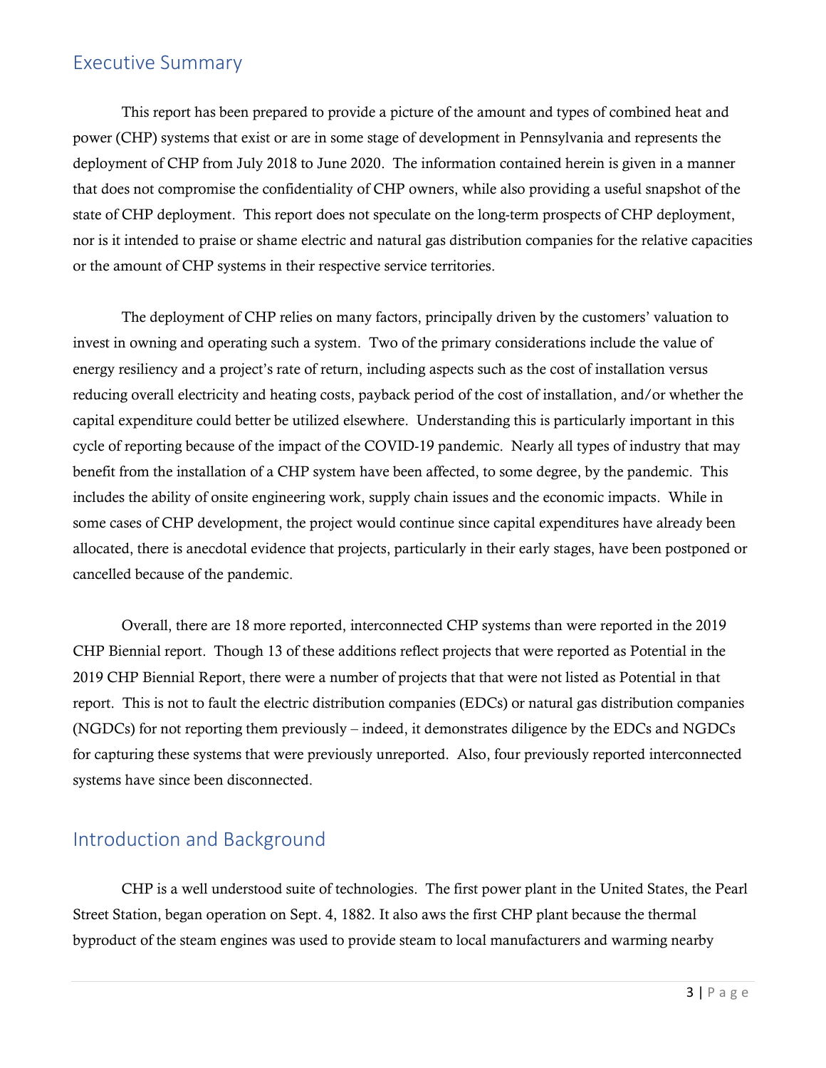## Executive Summary

This report has been prepared to provide a picture of the amount and types of combined heat and power (CHP) systems that exist or are in some stage of development in Pennsylvania and represents the deployment of CHP from July 2018 to June 2020. The information contained herein is given in a manner that does not compromise the confidentiality of CHP owners, while also providing a useful snapshot of the state of CHP deployment. This report does not speculate on the long-term prospects of CHP deployment, nor is it intended to praise or shame electric and natural gas distribution companies for the relative capacities or the amount of CHP systems in their respective service territories.

The deployment of CHP relies on many factors, principally driven by the customers' valuation to invest in owning and operating such a system. Two of the primary considerations include the value of energy resiliency and a project's rate of return, including aspects such as the cost of installation versus reducing overall electricity and heating costs, payback period of the cost of installation, and/or whether the capital expenditure could better be utilized elsewhere. Understanding this is particularly important in this cycle of reporting because of the impact of the COVID-19 pandemic. Nearly all types of industry that may benefit from the installation of a CHP system have been affected, to some degree, by the pandemic. This includes the ability of onsite engineering work, supply chain issues and the economic impacts. While in some cases of CHP development, the project would continue since capital expenditures have already been allocated, there is anecdotal evidence that projects, particularly in their early stages, have been postponed or cancelled because of the pandemic.

Overall, there are 18 more reported, interconnected CHP systems than were reported in the 2019 CHP Biennial report. Though 13 of these additions reflect projects that were reported as Potential in the 2019 CHP Biennial Report, there were a number of projects that that were not listed as Potential in that report. This is not to fault the electric distribution companies (EDCs) or natural gas distribution companies (NGDCs) for not reporting them previously – indeed, it demonstrates diligence by the EDCs and NGDCs for capturing these systems that were previously unreported. Also, four previously reported interconnected systems have since been disconnected.

## Introduction and Background

CHP is a well understood suite of technologies. The first power plant in the United States, the Pearl Street Station, began operation on Sept. 4, 1882. It also aws the first CHP plant because the thermal byproduct of the steam engines was used to provide steam to local manufacturers and warming nearby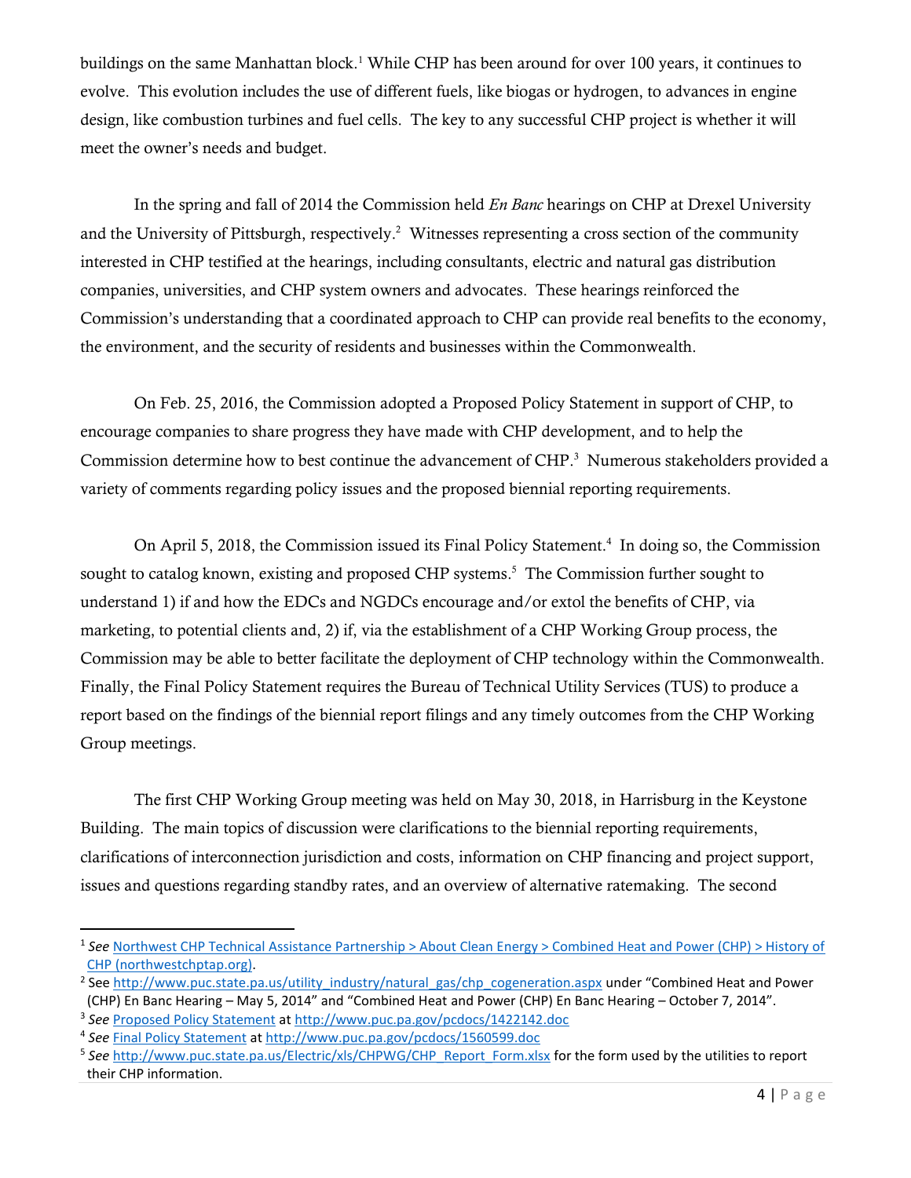buildings on the same Manhattan block.[1] While CHP has been around for over 100 years, it continues to evolve. This evolution includes the use of different fuels, like biogas or hydrogen, to advances in engine design, like combustion turbines and fuel cells. The key to any successful CHP project is whether it will meet the owner's needs and budget.

In the spring and fall of 2014 the Commission held *En Banc* hearings on CHP at Drexel University and the University of Pittsburgh, respectively.[2] Witnesses representing a cross section of the community interested in CHP testified at the hearings, including consultants, electric and natural gas distribution companies, universities, and CHP system owners and advocates. These hearings reinforced the Commission's understanding that a coordinated approach to CHP can provide real benefits to the economy, the environment, and the security of residents and businesses within the Commonwealth.

On Feb. 25, 2016, the Commission adopted a Proposed Policy Statement in support of CHP, to encourage companies to share progress they have made with CHP development, and to help the Commission determine how to best continue the advancement of CHP.[3] Numerous stakeholders provided a variety of comments regarding policy issues and the proposed biennial reporting requirements.

On April 5, 2018, the Commission issued its Final Policy Statement.[4] In doing so, the Commission sought to catalog known, existing and proposed CHP systems.[5] The Commission further sought to understand 1) if and how the EDCs and NGDCs encourage and/or extol the benefits of CHP, via marketing, to potential clients and, 2) if, via the establishment of a CHP Working Group process, the Commission may be able to better facilitate the deployment of CHP technology within the Commonwealth. Finally, the Final Policy Statement requires the Bureau of Technical Utility Services (TUS) to produce a report based on the findings of the biennial report filings and any timely outcomes from the CHP Working Group meetings.

The first CHP Working Group meeting was held on May 30, 2018, in Harrisburg in the Keystone Building. The main topics of discussion were clarifications to the biennial reporting requirements, clarifications of interconnection jurisdiction and costs, information on CHP financing and project support, issues and questions regarding standby rates, and an overview of alternative ratemaking. The second

---

[1] *See* Northwest CHP Technical Assistance Partnership > About Clean Energy > Combined Heat and Power (CHP) > History of CHP (northwestchptap.org).

[2] See http://www.puc.state.pa.us/utility_industry/natural_gas/chp_cogeneration.aspx under "Combined Heat and Power (CHP) En Banc Hearing – May 5, 2014" and "Combined Heat and Power (CHP) En Banc Hearing – October 7, 2014".

[3] *See* Proposed Policy Statement at http://www.puc.pa.gov/pcdocs/1422142.doc

[4] *See* Final Policy Statement at http://www.puc.pa.gov/pcdocs/1560599.doc

[5] *See* http://www.puc.state.pa.us/Electric/xls/CHPWG/CHP_Report_Form.xlsx for the form used by the utilities to report their CHP information.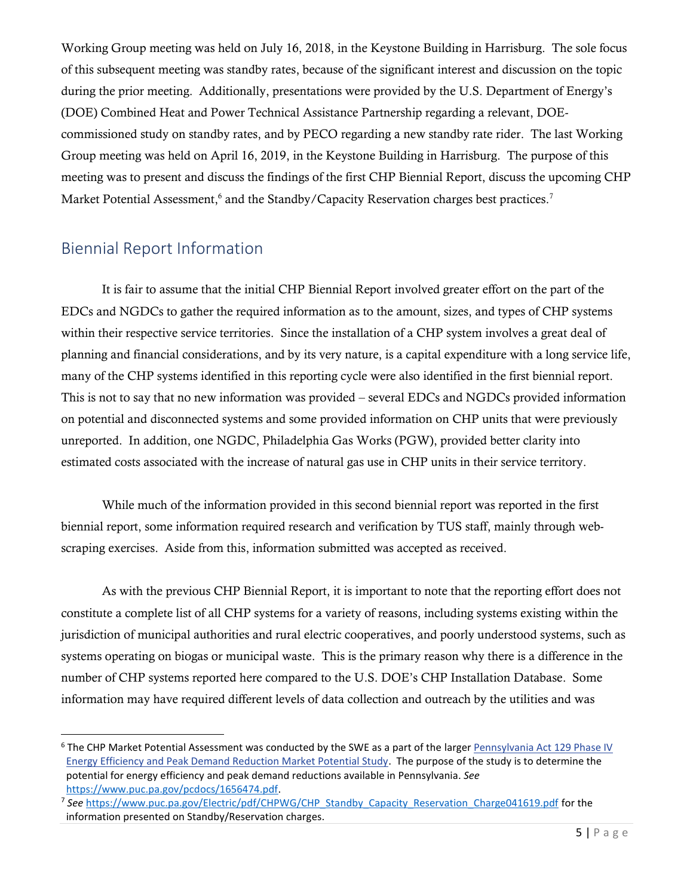Working Group meeting was held on July 16, 2018, in the Keystone Building in Harrisburg. The sole focus of this subsequent meeting was standby rates, because of the significant interest and discussion on the topic during the prior meeting. Additionally, presentations were provided by the U.S. Department of Energy's (DOE) Combined Heat and Power Technical Assistance Partnership regarding a relevant, DOE-commissioned study on standby rates, and by PECO regarding a new standby rate rider. The last Working Group meeting was held on April 16, 2019, in the Keystone Building in Harrisburg. The purpose of this meeting was to present and discuss the findings of the first CHP Biennial Report, discuss the upcoming CHP Market Potential Assessment,[6] and the Standby/Capacity Reservation charges best practices.[7]

## Biennial Report Information

It is fair to assume that the initial CHP Biennial Report involved greater effort on the part of the EDCs and NGDCs to gather the required information as to the amount, sizes, and types of CHP systems within their respective service territories. Since the installation of a CHP system involves a great deal of planning and financial considerations, and by its very nature, is a capital expenditure with a long service life, many of the CHP systems identified in this reporting cycle were also identified in the first biennial report. This is not to say that no new information was provided – several EDCs and NGDCs provided information on potential and disconnected systems and some provided information on CHP units that were previously unreported. In addition, one NGDC, Philadelphia Gas Works (PGW), provided better clarity into estimated costs associated with the increase of natural gas use in CHP units in their service territory.

While much of the information provided in this second biennial report was reported in the first biennial report, some information required research and verification by TUS staff, mainly through web-scraping exercises. Aside from this, information submitted was accepted as received.

As with the previous CHP Biennial Report, it is important to note that the reporting effort does not constitute a complete list of all CHP systems for a variety of reasons, including systems existing within the jurisdiction of municipal authorities and rural electric cooperatives, and poorly understood systems, such as systems operating on biogas or municipal waste. This is the primary reason why there is a difference in the number of CHP systems reported here compared to the U.S. DOE's CHP Installation Database. Some information may have required different levels of data collection and outreach by the utilities and was

---

[6] The CHP Market Potential Assessment was conducted by the SWE as a part of the larger Pennsylvania Act 129 Phase IV Energy Efficiency and Peak Demand Reduction Market Potential Study. The purpose of the study is to determine the potential for energy efficiency and peak demand reductions available in Pennsylvania. *See* https://www.puc.pa.gov/pcdocs/1656474.pdf.

[7] *See* https://www.puc.pa.gov/Electric/pdf/CHPWG/CHP_Standby_Capacity_Reservation_Charge041619.pdf for the information presented on Standby/Reservation charges.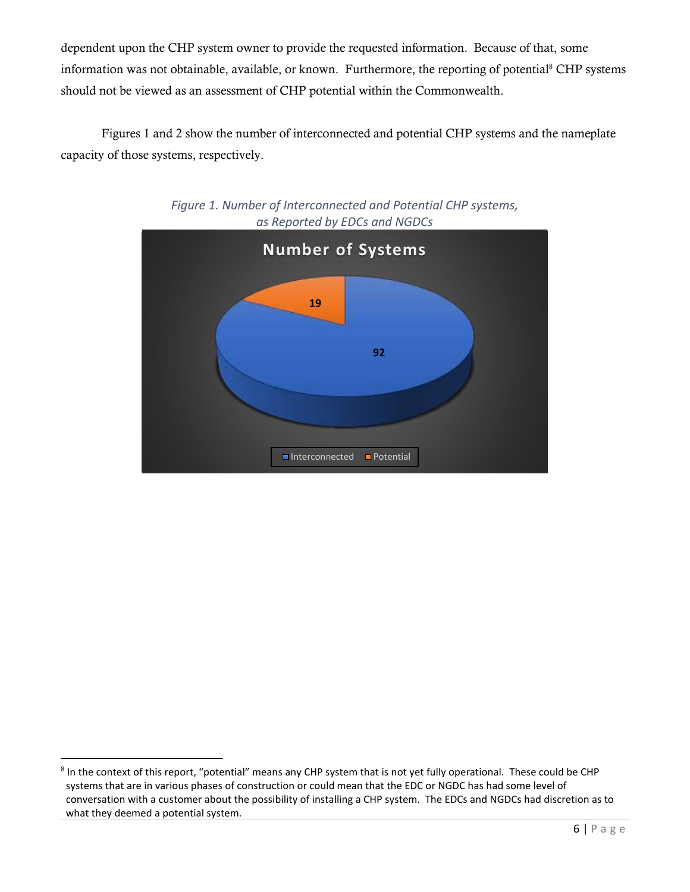dependent upon the CHP system owner to provide the requested information. Because of that, some information was not obtainable, available, or known. Furthermore, the reporting of potential[8] CHP systems should not be viewed as an assessment of CHP potential within the Commonwealth.

Figures 1 and 2 show the number of interconnected and potential CHP systems and the nameplate capacity of those systems, respectively.

*Figure 1. Number of Interconnected and Potential CHP systems, as Reported by EDCs and NGDCs*

**Number of Systems**

| Category | Number of Systems |
|---|---|
| Interconnected | 92 |
| Potential | 19 |

[8] In the context of this report, "potential" means any CHP system that is not yet fully operational. These could be CHP systems that are in various phases of construction or could mean that the EDC or NGDC has had some level of conversation with a customer about the possibility of installing a CHP system. The EDCs and NGDCs had discretion as to what they deemed a potential system.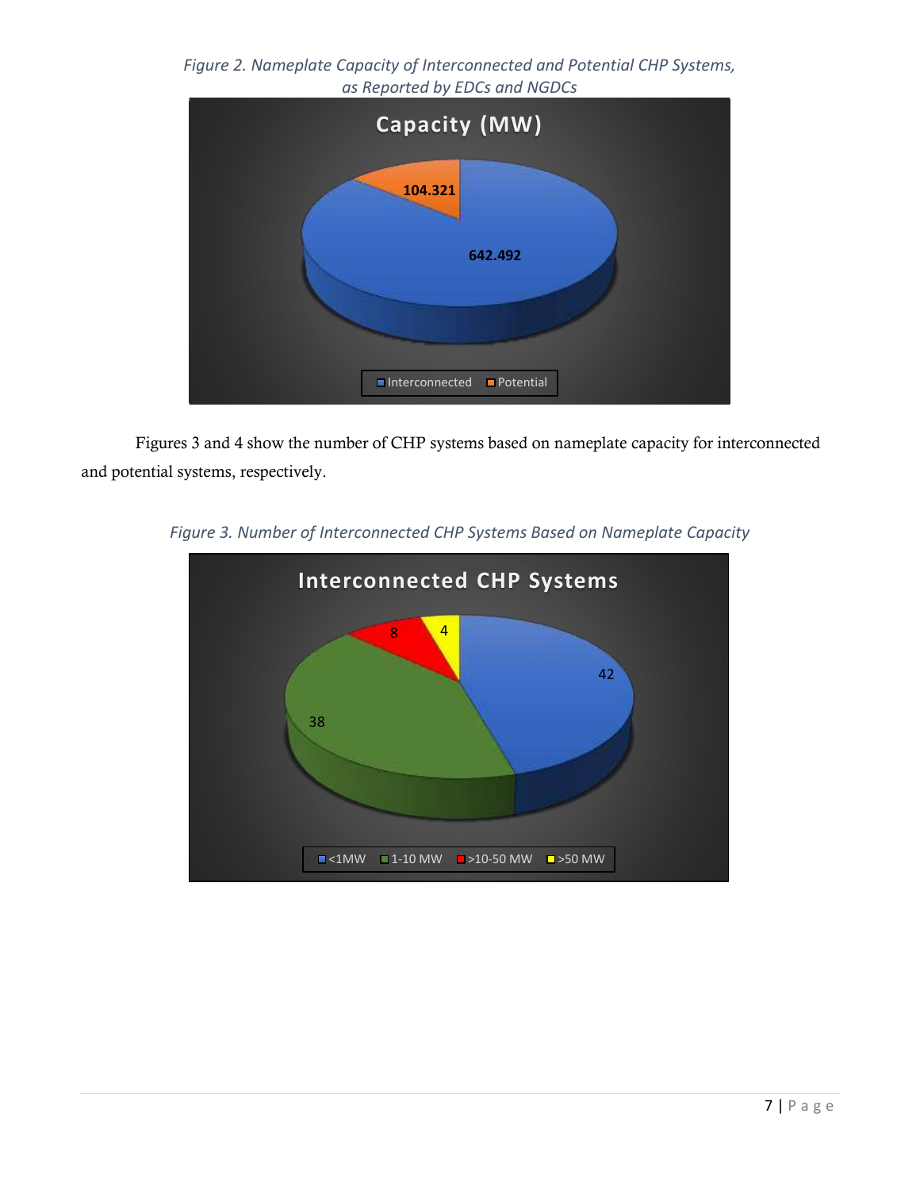*Figure 2. Nameplate Capacity of Interconnected and Potential CHP Systems, as Reported by EDCs and NGDCs*

Figures 3 and 4 show the number of CHP systems based on nameplate capacity for interconnected and potential systems, respectively.

*Figure 3. Number of Interconnected CHP Systems Based on Nameplate Capacity*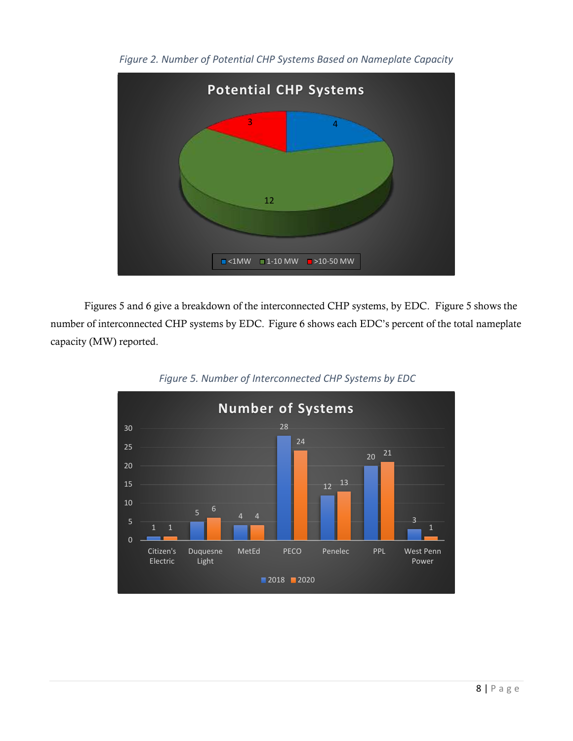*Figure 2. Number of Potential CHP Systems Based on Nameplate Capacity*

Figures 5 and 6 give a breakdown of the interconnected CHP systems, by EDC. Figure 5 shows the number of interconnected CHP systems by EDC. Figure 6 shows each EDC's percent of the total nameplate capacity (MW) reported.

*Figure 5. Number of Interconnected CHP Systems by EDC*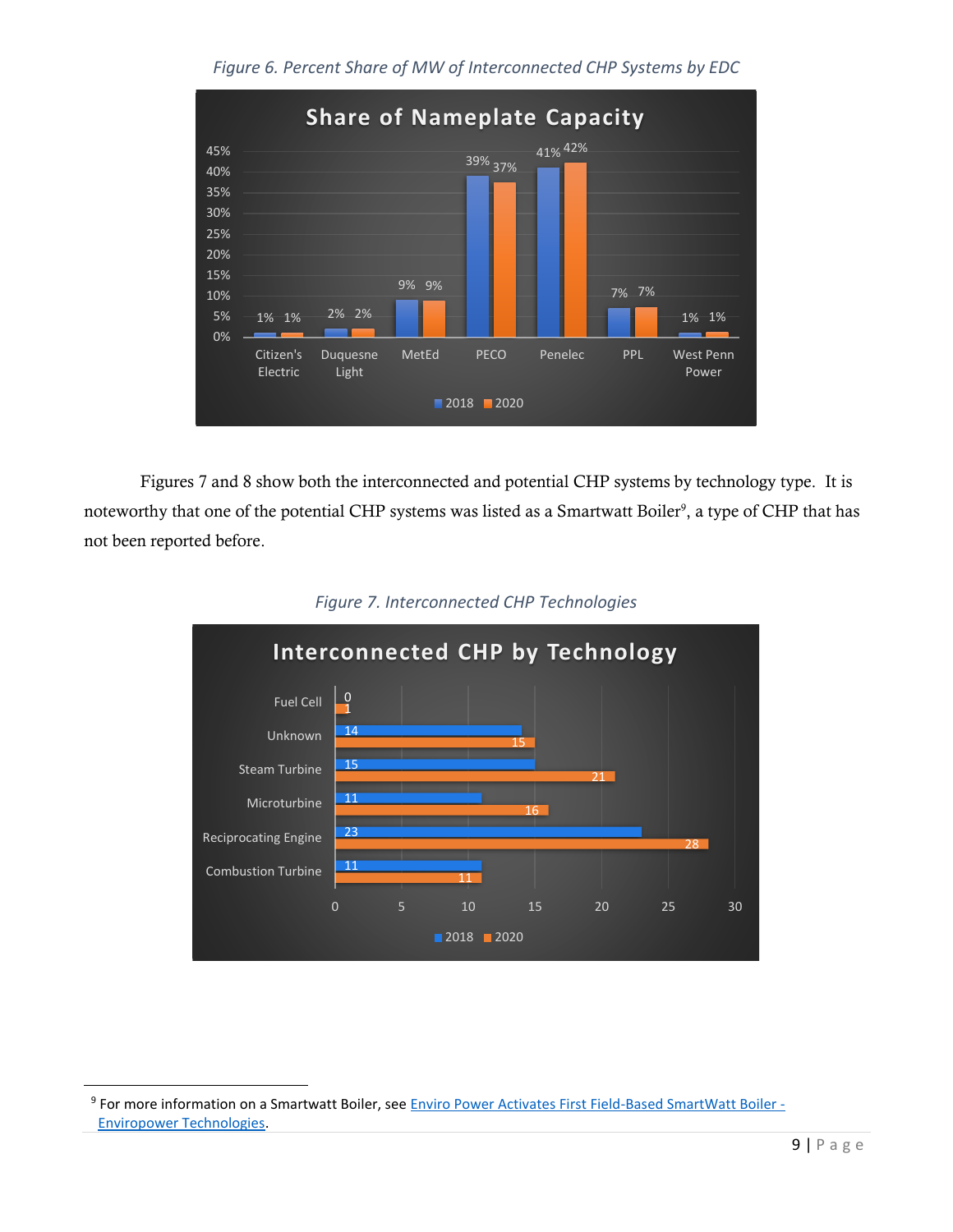*Figure 6. Percent Share of MW of Interconnected CHP Systems by EDC*

| EDC | 2018 | 2020 |
|---|---|---|
| Citizen's Electric | 1% | 1% |
| Duquesne Light | 2% | 2% |
| MetEd | 9% | 9% |
| PECO | 39% | 37% |
| Penelec | 41% | 42% |
| PPL | 7% | 7% |
| West Penn Power | 1% | 1% |

Figures 7 and 8 show both the interconnected and potential CHP systems by technology type. It is noteworthy that one of the potential CHP systems was listed as a Smartwatt Boiler[9], a type of CHP that has not been reported before.

*Figure 7. Interconnected CHP Technologies*

| Technology | 2018 | 2020 |
|---|---|---|
| Fuel Cell | 0 | 1 |
| Unknown | 14 | 15 |
| Steam Turbine | 15 | 21 |
| Microturbine | 11 | 16 |
| Reciprocating Engine | 23 | 28 |
| Combustion Turbine | 11 | 11 |

[9] For more information on a Smartwatt Boiler, see [Enviro Power Activates First Field-Based SmartWatt Boiler - Enviropower Technologies](#).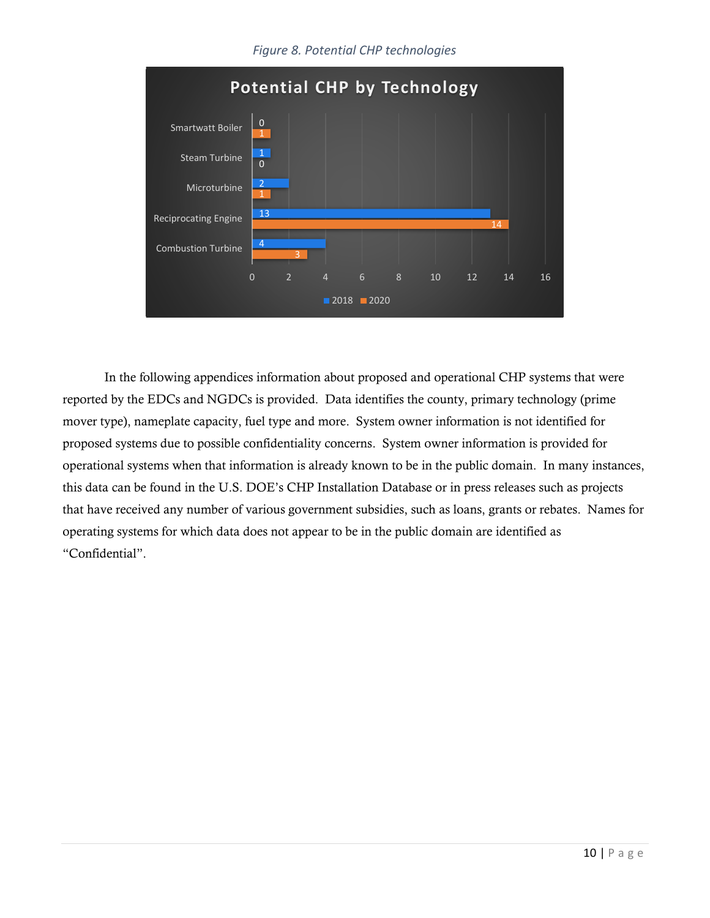*Figure 8. Potential CHP technologies*

| Potential CHP by Technology | 2018 | 2020 |
|---|---|---|
| Smartwatt Boiler | 0 | 1 |
| Steam Turbine | 1 | 0 |
| Microturbine | 2 | 1 |
| Reciprocating Engine | 13 | 14 |
| Combustion Turbine | 4 | 3 |

In the following appendices information about proposed and operational CHP systems that were reported by the EDCs and NGDCs is provided. Data identifies the county, primary technology (prime mover type), nameplate capacity, fuel type and more. System owner information is not identified for proposed systems due to possible confidentiality concerns. System owner information is provided for operational systems when that information is already known to be in the public domain. In many instances, this data can be found in the U.S. DOE's CHP Installation Database or in press releases such as projects that have received any number of various government subsidies, such as loans, grants or rebates. Names for operating systems for which data does not appear to be in the public domain are identified as "Confidential".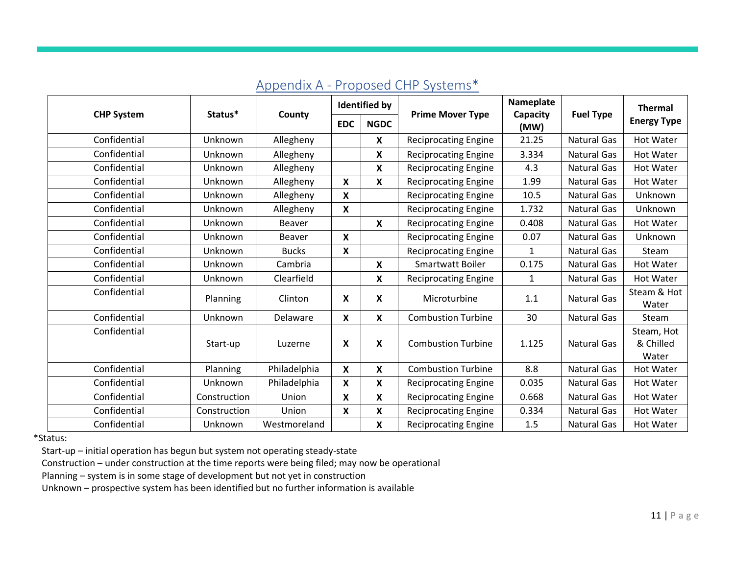## Appendix A - Proposed CHP Systems*

| CHP System | Status* | County | Identified by | | Prime Mover Type | Nameplate Capacity (MW) | Fuel Type | Thermal Energy Type |
|---|---|---|---|---|---|---|---|---|
| | | | EDC | NGDC | | | | |
| Confidential | Unknown | Allegheny | | X | Reciprocating Engine | 21.25 | Natural Gas | Hot Water |
| Confidential | Unknown | Allegheny | | X | Reciprocating Engine | 3.334 | Natural Gas | Hot Water |
| Confidential | Unknown | Allegheny | | X | Reciprocating Engine | 4.3 | Natural Gas | Hot Water |
| Confidential | Unknown | Allegheny | X | X | Reciprocating Engine | 1.99 | Natural Gas | Hot Water |
| Confidential | Unknown | Allegheny | X | | Reciprocating Engine | 10.5 | Natural Gas | Unknown |
| Confidential | Unknown | Allegheny | X | | Reciprocating Engine | 1.732 | Natural Gas | Unknown |
| Confidential | Unknown | Beaver | | X | Reciprocating Engine | 0.408 | Natural Gas | Hot Water |
| Confidential | Unknown | Beaver | X | | Reciprocating Engine | 0.07 | Natural Gas | Unknown |
| Confidential | Unknown | Bucks | X | | Reciprocating Engine | 1 | Natural Gas | Steam |
| Confidential | Unknown | Cambria | | X | Smartwatt Boiler | 0.175 | Natural Gas | Hot Water |
| Confidential | Unknown | Clearfield | | X | Reciprocating Engine | 1 | Natural Gas | Hot Water |
| Confidential | Planning | Clinton | X | X | Microturbine | 1.1 | Natural Gas | Steam & Hot Water |
| Confidential | Unknown | Delaware | X | X | Combustion Turbine | 30 | Natural Gas | Steam |
| Confidential | Start-up | Luzerne | X | X | Combustion Turbine | 1.125 | Natural Gas | Steam, Hot & Chilled Water |
| Confidential | Planning | Philadelphia | X | X | Combustion Turbine | 8.8 | Natural Gas | Hot Water |
| Confidential | Unknown | Philadelphia | X | X | Reciprocating Engine | 0.035 | Natural Gas | Hot Water |
| Confidential | Construction | Union | X | X | Reciprocating Engine | 0.668 | Natural Gas | Hot Water |
| Confidential | Construction | Union | X | X | Reciprocating Engine | 0.334 | Natural Gas | Hot Water |
| Confidential | Unknown | Westmoreland | | X | Reciprocating Engine | 1.5 | Natural Gas | Hot Water |

*Status:

Start-up – initial operation has begun but system not operating steady-state

Construction – under construction at the time reports were being filed; may now be operational

Planning – system is in some stage of development but not yet in construction

Unknown – prospective system has been identified but no further information is available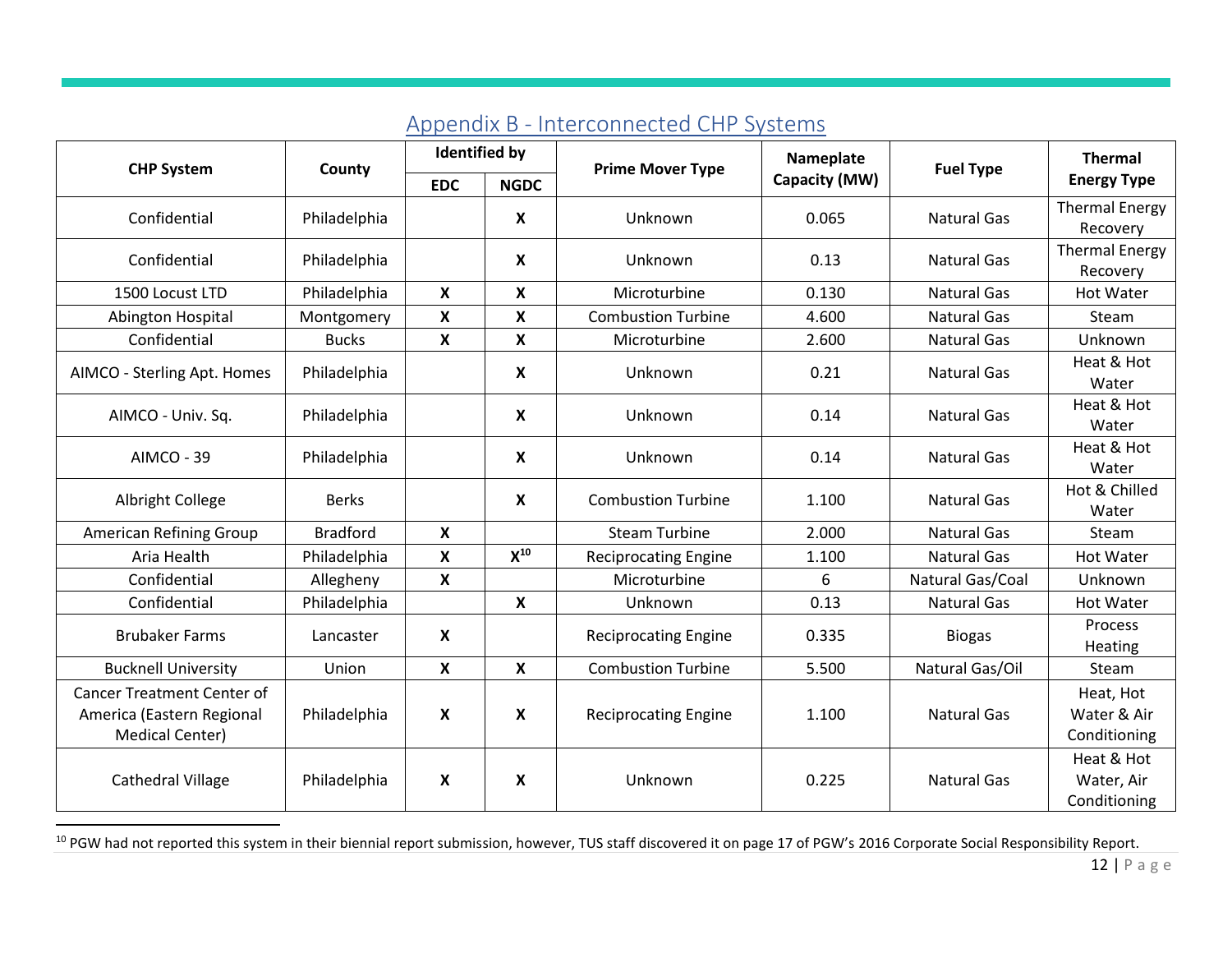## Appendix B - Interconnected CHP Systems

| CHP System | County | Identified by | | Prime Mover Type | Nameplate Capacity (MW) | Fuel Type | Thermal Energy Type |
|---|---|---|---|---|---|---|---|
| | | EDC | NGDC | | | | |
| Confidential | Philadelphia | | X | Unknown | 0.065 | Natural Gas | Thermal Energy Recovery |
| Confidential | Philadelphia | | X | Unknown | 0.13 | Natural Gas | Thermal Energy Recovery |
| 1500 Locust LTD | Philadelphia | X | X | Microturbine | 0.130 | Natural Gas | Hot Water |
| Abington Hospital | Montgomery | X | X | Combustion Turbine | 4.600 | Natural Gas | Steam |
| Confidential | Bucks | X | X | Microturbine | 2.600 | Natural Gas | Unknown |
| AIMCO - Sterling Apt. Homes | Philadelphia | | X | Unknown | 0.21 | Natural Gas | Heat & Hot Water |
| AIMCO - Univ. Sq. | Philadelphia | | X | Unknown | 0.14 | Natural Gas | Heat & Hot Water |
| AIMCO - 39 | Philadelphia | | X | Unknown | 0.14 | Natural Gas | Heat & Hot Water |
| Albright College | Berks | | X | Combustion Turbine | 1.100 | Natural Gas | Hot & Chilled Water |
| American Refining Group | Bradford | X | | Steam Turbine | 2.000 | Natural Gas | Steam |
| Aria Health | Philadelphia | X | X[10] | Reciprocating Engine | 1.100 | Natural Gas | Hot Water |
| Confidential | Allegheny | X | | Microturbine | 6 | Natural Gas/Coal | Unknown |
| Confidential | Philadelphia | | X | Unknown | 0.13 | Natural Gas | Hot Water |
| Brubaker Farms | Lancaster | X | | Reciprocating Engine | 0.335 | Biogas | Process Heating |
| Bucknell University | Union | X | X | Combustion Turbine | 5.500 | Natural Gas/Oil | Steam |
| Cancer Treatment Center of America (Eastern Regional Medical Center) | Philadelphia | X | X | Reciprocating Engine | 1.100 | Natural Gas | Heat, Hot Water & Air Conditioning |
| Cathedral Village | Philadelphia | X | X | Unknown | 0.225 | Natural Gas | Heat & Hot Water, Air Conditioning |

[10] PGW had not reported this system in their biennial report submission, however, TUS staff discovered it on page 17 of PGW's 2016 Corporate Social Responsibility Report.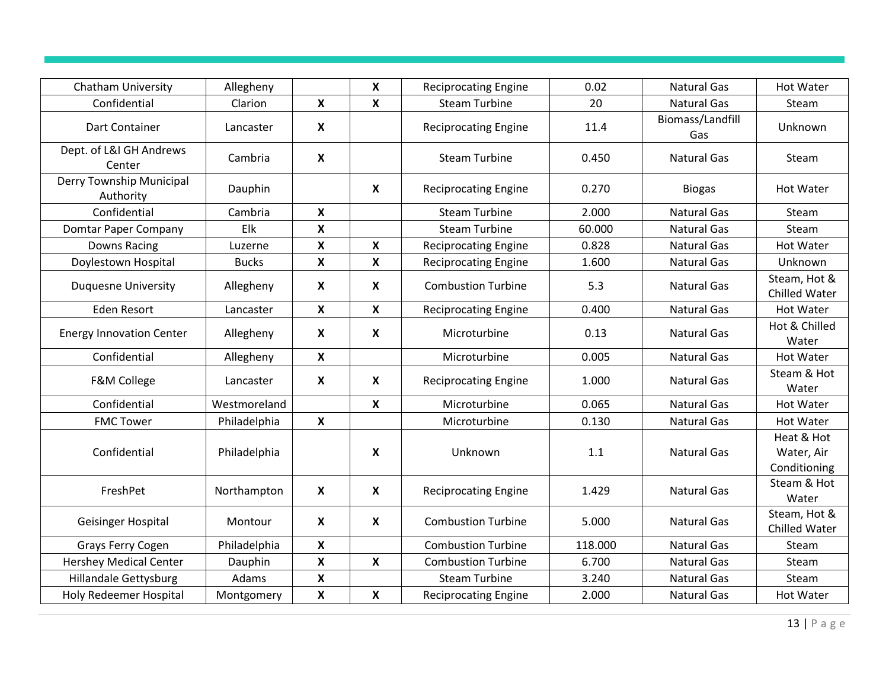| | | | | | | | |
|---|---|---|---|---|---|---|---|
| Chatham University | Allegheny | | X | Reciprocating Engine | 0.02 | Natural Gas | Hot Water |
| Confidential | Clarion | X | X | Steam Turbine | 20 | Natural Gas | Steam |
| Dart Container | Lancaster | X | | Reciprocating Engine | 11.4 | Biomass/Landfill Gas | Unknown |
| Dept. of L&I GH Andrews Center | Cambria | X | | Steam Turbine | 0.450 | Natural Gas | Steam |
| Derry Township Municipal Authority | Dauphin | | X | Reciprocating Engine | 0.270 | Biogas | Hot Water |
| Confidential | Cambria | X | | Steam Turbine | 2.000 | Natural Gas | Steam |
| Domtar Paper Company | Elk | X | | Steam Turbine | 60.000 | Natural Gas | Steam |
| Downs Racing | Luzerne | X | X | Reciprocating Engine | 0.828 | Natural Gas | Hot Water |
| Doylestown Hospital | Bucks | X | X | Reciprocating Engine | 1.600 | Natural Gas | Unknown |
| Duquesne University | Allegheny | X | X | Combustion Turbine | 5.3 | Natural Gas | Steam, Hot & Chilled Water |
| Eden Resort | Lancaster | X | X | Reciprocating Engine | 0.400 | Natural Gas | Hot Water |
| Energy Innovation Center | Allegheny | X | X | Microturbine | 0.13 | Natural Gas | Hot & Chilled Water |
| Confidential | Allegheny | X | | Microturbine | 0.005 | Natural Gas | Hot Water |
| F&M College | Lancaster | X | X | Reciprocating Engine | 1.000 | Natural Gas | Steam & Hot Water |
| Confidential | Westmoreland | | X | Microturbine | 0.065 | Natural Gas | Hot Water |
| FMC Tower | Philadelphia | X | | Microturbine | 0.130 | Natural Gas | Hot Water |
| Confidential | Philadelphia | | X | Unknown | 1.1 | Natural Gas | Heat & Hot Water, Air Conditioning |
| FreshPet | Northampton | X | X | Reciprocating Engine | 1.429 | Natural Gas | Steam & Hot Water |
| Geisinger Hospital | Montour | X | X | Combustion Turbine | 5.000 | Natural Gas | Steam, Hot & Chilled Water |
| Grays Ferry Cogen | Philadelphia | X | | Combustion Turbine | 118.000 | Natural Gas | Steam |
| Hershey Medical Center | Dauphin | X | X | Combustion Turbine | 6.700 | Natural Gas | Steam |
| Hillandale Gettysburg | Adams | X | | Steam Turbine | 3.240 | Natural Gas | Steam |
| Holy Redeemer Hospital | Montgomery | X | X | Reciprocating Engine | 2.000 | Natural Gas | Hot Water |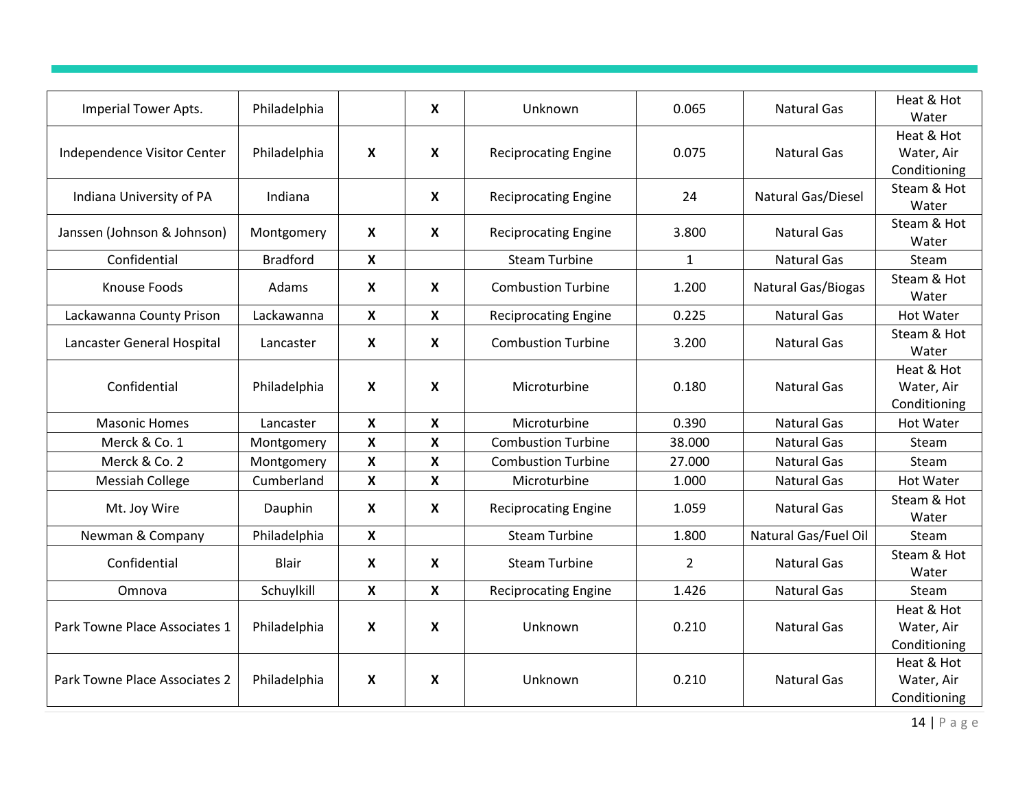| | | | | | | | |
|---|---|---|---|---|---|---|---|
| Imperial Tower Apts. | Philadelphia | | X | Unknown | 0.065 | Natural Gas | Heat & Hot Water |
| Independence Visitor Center | Philadelphia | X | X | Reciprocating Engine | 0.075 | Natural Gas | Heat & Hot Water, Air Conditioning |
| Indiana University of PA | Indiana | | X | Reciprocating Engine | 24 | Natural Gas/Diesel | Steam & Hot Water |
| Janssen (Johnson & Johnson) | Montgomery | X | X | Reciprocating Engine | 3.800 | Natural Gas | Steam & Hot Water |
| Confidential | Bradford | X | | Steam Turbine | 1 | Natural Gas | Steam |
| Knouse Foods | Adams | X | X | Combustion Turbine | 1.200 | Natural Gas/Biogas | Steam & Hot Water |
| Lackawanna County Prison | Lackawanna | X | X | Reciprocating Engine | 0.225 | Natural Gas | Hot Water |
| Lancaster General Hospital | Lancaster | X | X | Combustion Turbine | 3.200 | Natural Gas | Steam & Hot Water |
| Confidential | Philadelphia | X | X | Microturbine | 0.180 | Natural Gas | Heat & Hot Water, Air Conditioning |
| Masonic Homes | Lancaster | X | X | Microturbine | 0.390 | Natural Gas | Hot Water |
| Merck & Co. 1 | Montgomery | X | X | Combustion Turbine | 38.000 | Natural Gas | Steam |
| Merck & Co. 2 | Montgomery | X | X | Combustion Turbine | 27.000 | Natural Gas | Steam |
| Messiah College | Cumberland | X | X | Microturbine | 1.000 | Natural Gas | Hot Water |
| Mt. Joy Wire | Dauphin | X | X | Reciprocating Engine | 1.059 | Natural Gas | Steam & Hot Water |
| Newman & Company | Philadelphia | X | | Steam Turbine | 1.800 | Natural Gas/Fuel Oil | Steam |
| Confidential | Blair | X | X | Steam Turbine | 2 | Natural Gas | Steam & Hot Water |
| Omnova | Schuylkill | X | X | Reciprocating Engine | 1.426 | Natural Gas | Steam |
| Park Towne Place Associates 1 | Philadelphia | X | X | Unknown | 0.210 | Natural Gas | Heat & Hot Water, Air Conditioning |
| Park Towne Place Associates 2 | Philadelphia | X | X | Unknown | 0.210 | Natural Gas | Heat & Hot Water, Air Conditioning |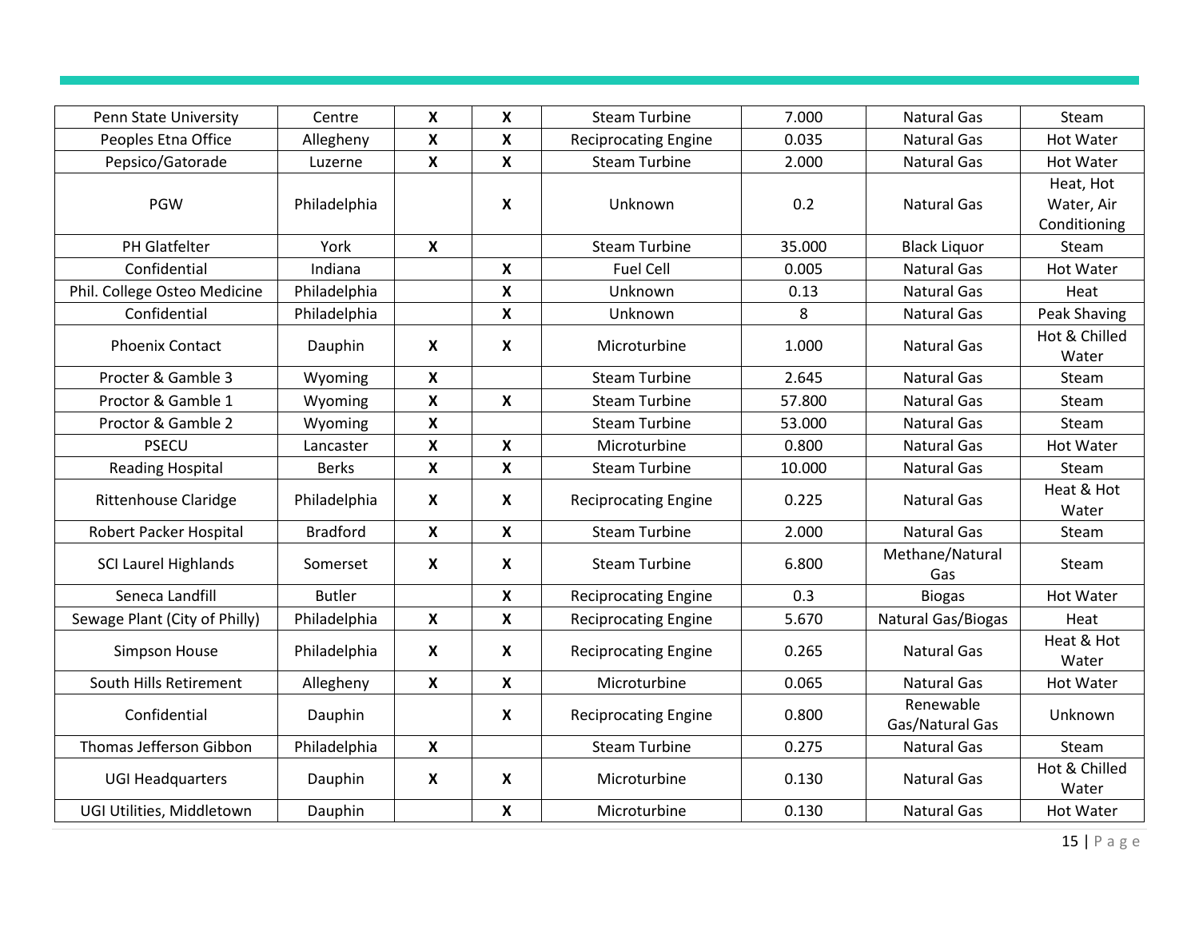| | | | | | | | |
|---|---|---|---|---|---|---|---|
| Penn State University | Centre | X | X | Steam Turbine | 7.000 | Natural Gas | Steam |
| Peoples Etna Office | Allegheny | X | X | Reciprocating Engine | 0.035 | Natural Gas | Hot Water |
| Pepsico/Gatorade | Luzerne | X | X | Steam Turbine | 2.000 | Natural Gas | Hot Water |
| PGW | Philadelphia | | X | Unknown | 0.2 | Natural Gas | Heat, Hot Water, Air Conditioning |
| PH Glatfelter | York | X | | Steam Turbine | 35.000 | Black Liquor | Steam |
| Confidential | Indiana | | X | Fuel Cell | 0.005 | Natural Gas | Hot Water |
| Phil. College Osteo Medicine | Philadelphia | | X | Unknown | 0.13 | Natural Gas | Heat |
| Confidential | Philadelphia | | X | Unknown | 8 | Natural Gas | Peak Shaving |
| Phoenix Contact | Dauphin | X | X | Microturbine | 1.000 | Natural Gas | Hot & Chilled Water |
| Procter & Gamble 3 | Wyoming | X | | Steam Turbine | 2.645 | Natural Gas | Steam |
| Proctor & Gamble 1 | Wyoming | X | X | Steam Turbine | 57.800 | Natural Gas | Steam |
| Proctor & Gamble 2 | Wyoming | X | | Steam Turbine | 53.000 | Natural Gas | Steam |
| PSECU | Lancaster | X | X | Microturbine | 0.800 | Natural Gas | Hot Water |
| Reading Hospital | Berks | X | X | Steam Turbine | 10.000 | Natural Gas | Steam |
| Rittenhouse Claridge | Philadelphia | X | X | Reciprocating Engine | 0.225 | Natural Gas | Heat & Hot Water |
| Robert Packer Hospital | Bradford | X | X | Steam Turbine | 2.000 | Natural Gas | Steam |
| SCI Laurel Highlands | Somerset | X | X | Steam Turbine | 6.800 | Methane/Natural Gas | Steam |
| Seneca Landfill | Butler | | X | Reciprocating Engine | 0.3 | Biogas | Hot Water |
| Sewage Plant (City of Philly) | Philadelphia | X | X | Reciprocating Engine | 5.670 | Natural Gas/Biogas | Heat |
| Simpson House | Philadelphia | X | X | Reciprocating Engine | 0.265 | Natural Gas | Heat & Hot Water |
| South Hills Retirement | Allegheny | X | X | Microturbine | 0.065 | Natural Gas | Hot Water |
| Confidential | Dauphin | | X | Reciprocating Engine | 0.800 | Renewable Gas/Natural Gas | Unknown |
| Thomas Jefferson Gibbon | Philadelphia | X | | Steam Turbine | 0.275 | Natural Gas | Steam |
| UGI Headquarters | Dauphin | X | X | Microturbine | 0.130 | Natural Gas | Hot & Chilled Water |
| UGI Utilities, Middletown | Dauphin | | X | Microturbine | 0.130 | Natural Gas | Hot Water |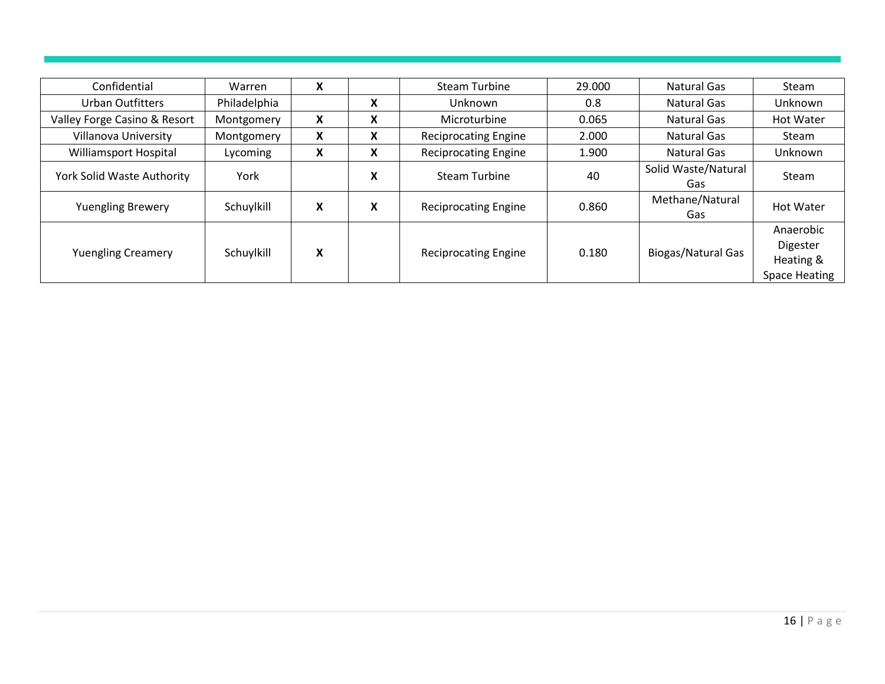| | | | | | | | |
|---|---|---|---|---|---|---|---|
| Confidential | Warren | X | | Steam Turbine | 29.000 | Natural Gas | Steam |
| Urban Outfitters | Philadelphia | | X | Unknown | 0.8 | Natural Gas | Unknown |
| Valley Forge Casino & Resort | Montgomery | X | X | Microturbine | 0.065 | Natural Gas | Hot Water |
| Villanova University | Montgomery | X | X | Reciprocating Engine | 2.000 | Natural Gas | Steam |
| Williamsport Hospital | Lycoming | X | X | Reciprocating Engine | 1.900 | Natural Gas | Unknown |
| York Solid Waste Authority | York | | X | Steam Turbine | 40 | Solid Waste/Natural Gas | Steam |
| Yuengling Brewery | Schuylkill | X | X | Reciprocating Engine | 0.860 | Methane/Natural Gas | Hot Water |
| Yuengling Creamery | Schuylkill | X | | Reciprocating Engine | 0.180 | Biogas/Natural Gas | Anaerobic Digester Heating & Space Heating |